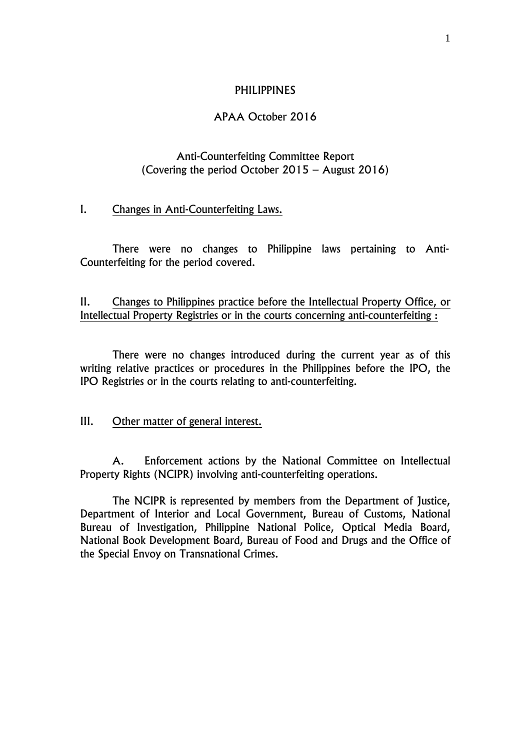# PHILIPPINES

## APAA October 2016

### Anti-Counterfeiting Committee Report
(Covering the period October 2015 – August 2016)

I. Changes in Anti-Counterfeiting Laws.

There were no changes to Philippine laws pertaining to Anti-Counterfeiting for the period covered.

II. Changes to Philippines practice before the Intellectual Property Office, or Intellectual Property Registries or in the courts concerning anti-counterfeiting :

There were no changes introduced during the current year as of this writing relative practices or procedures in the Philippines before the IPO, the IPO Registries or in the courts relating to anti-counterfeiting.

III. Other matter of general interest.

A. Enforcement actions by the National Committee on Intellectual Property Rights (NCIPR) involving anti-counterfeiting operations.

The NCIPR is represented by members from the Department of Justice, Department of Interior and Local Government, Bureau of Customs, National Bureau of Investigation, Philippine National Police, Optical Media Board, National Book Development Board, Bureau of Food and Drugs and the Office of the Special Envoy on Transnational Crimes.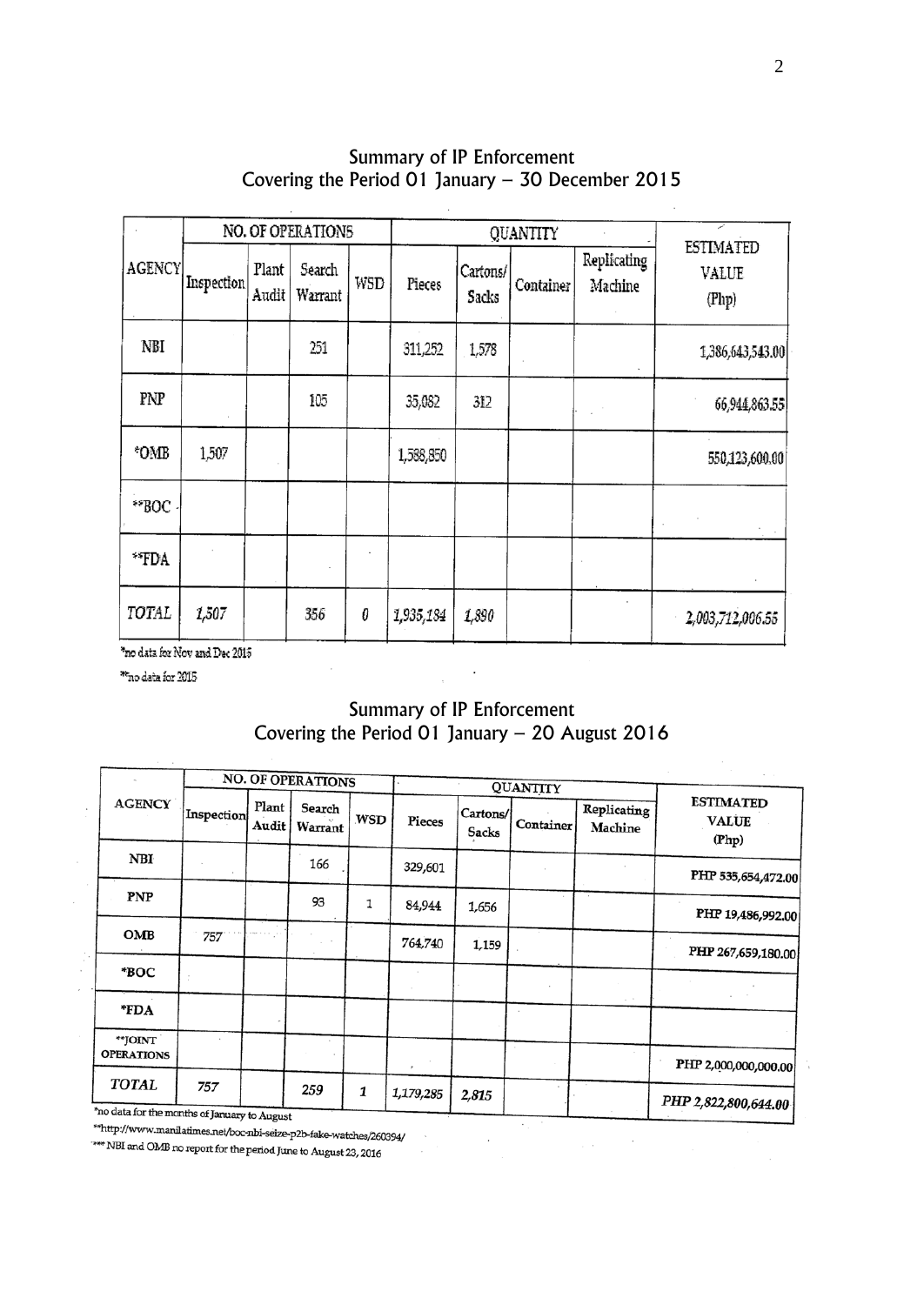## Summary of IP Enforcement
## Covering the Period 01 January – 30 December 2015

| AGENCY | NO. OF OPERATIONS | | | | QUANTITY | | | | ESTIMATED VALUE (Php) |
|---|---|---|---|---|---|---|---|---|---|
| | Inspection | Plant Audit | Search Warrant | WSD | Pieces | Cartons/ Sacks | Container | Replicating Machine | |
| NBI | | | 251 | | 311,252 | 1,578 | | | 1,386,643,543.00 |
| PNP | | | 105 | | 35,082 | 312 | | | 66,944,863.55 |
| *OMB | 1,507 | | | | 1,588,850 | | | | 550,123,600.00 |
| **BOC | | | | | | | | | |
| **FDA | | | | | | | | | |
| *TOTAL* | *1,507* | | *356* | *0* | *1,935,184* | *1,890* | | | *2,003,712,006.55* |

*no data for Nov and Dec 2015

**no data for 2015

## Summary of IP Enforcement
## Covering the Period 01 January – 20 August 2016

| AGENCY | NO. OF OPERATIONS | | | | QUANTITY | | | | ESTIMATED VALUE (Php) |
|---|---|---|---|---|---|---|---|---|---|
| | Inspection | Plant Audit | Search Warrant | WSD | Pieces | Cartons/ Sacks | Container | Replicating Machine | |
| **NBI** | | | 166 | | 329,601 | | | | PHP 535,654,472.00 |
| **PNP** | | | 93 | 1 | 84,944 | 1,656 | | | PHP 19,486,992.00 |
| **OMB** | 757 | | | | 764,740 | 1,159 | | | PHP 267,659,180.00 |
| ***BOC** | | | | | | | | | |
| ***FDA** | | | | | | | | | |
| ****JOINT OPERATIONS** | | | | | | | | | PHP 2,000,000,000.00 |
| ***TOTAL*** | *757* | | *259* | ***1*** | *1,179,285* | *2,815* | | | ***PHP 2,822,800,644.00*** |

*no data for the months of January to August

**http://www.manilatimes.net/boc-nbi-seize-p2b-fake-watches/260394/

*** NBI and OMB no report for the period June to August 23, 2016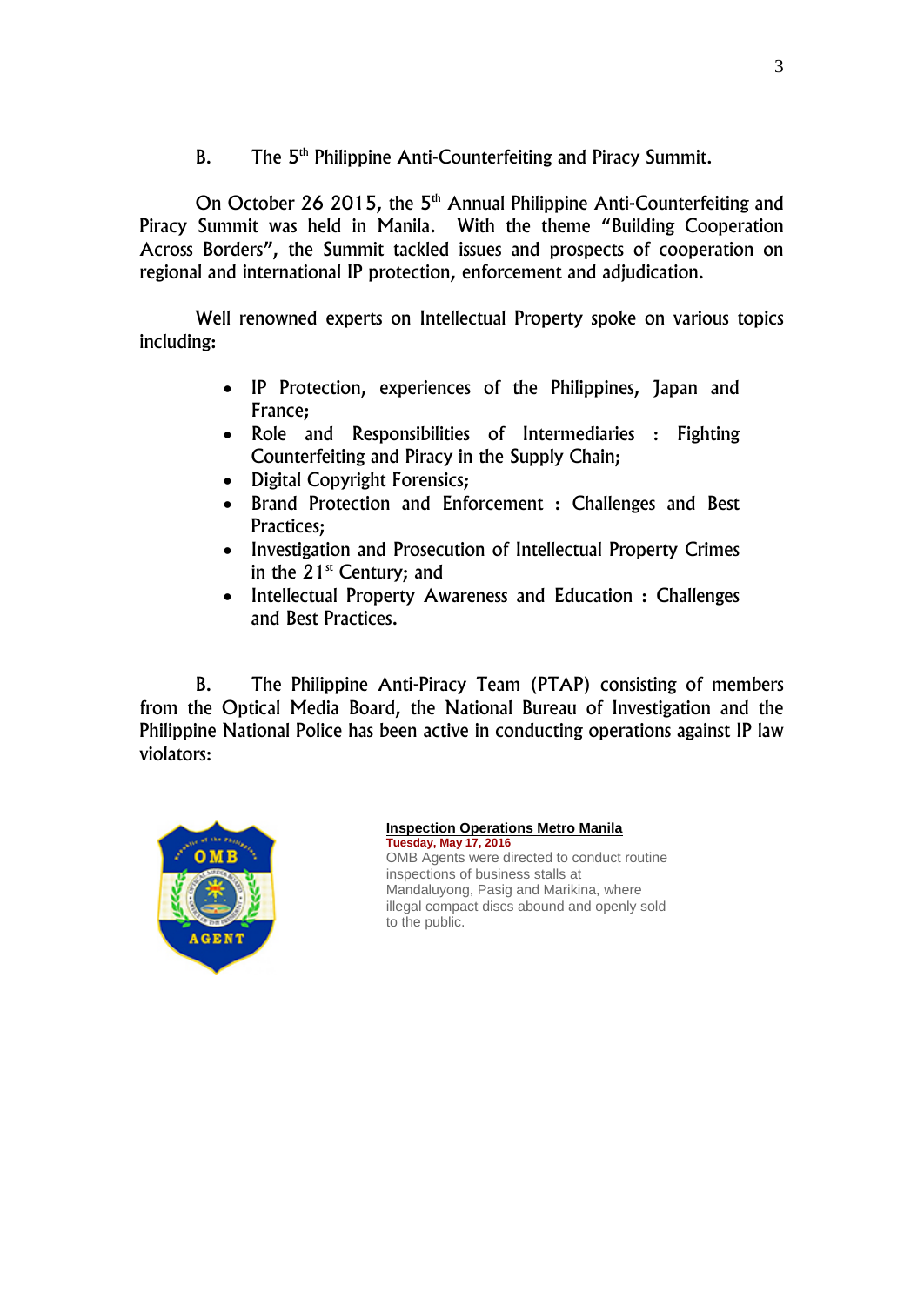B. The 5th Philippine Anti-Counterfeiting and Piracy Summit.

On October 26 2015, the 5th Annual Philippine Anti-Counterfeiting and Piracy Summit was held in Manila. With the theme "Building Cooperation Across Borders", the Summit tackled issues and prospects of cooperation on regional and international IP protection, enforcement and adjudication.

Well renowned experts on Intellectual Property spoke on various topics including:

- IP Protection, experiences of the Philippines, Japan and France;
- Role and Responsibilities of Intermediaries : Fighting Counterfeiting and Piracy in the Supply Chain;
- Digital Copyright Forensics;
- Brand Protection and Enforcement : Challenges and Best Practices;
- Investigation and Prosecution of Intellectual Property Crimes in the 21st Century; and
- Intellectual Property Awareness and Education : Challenges and Best Practices.

B. The Philippine Anti-Piracy Team (PTAP) consisting of members from the Optical Media Board, the National Bureau of Investigation and the Philippine National Police has been active in conducting operations against IP law violators:

**Inspection Operations Metro Manila**

**Tuesday, May 17, 2016**

OMB Agents were directed to conduct routine inspections of business stalls at Mandaluyong, Pasig and Marikina, where illegal compact discs abound and openly sold to the public.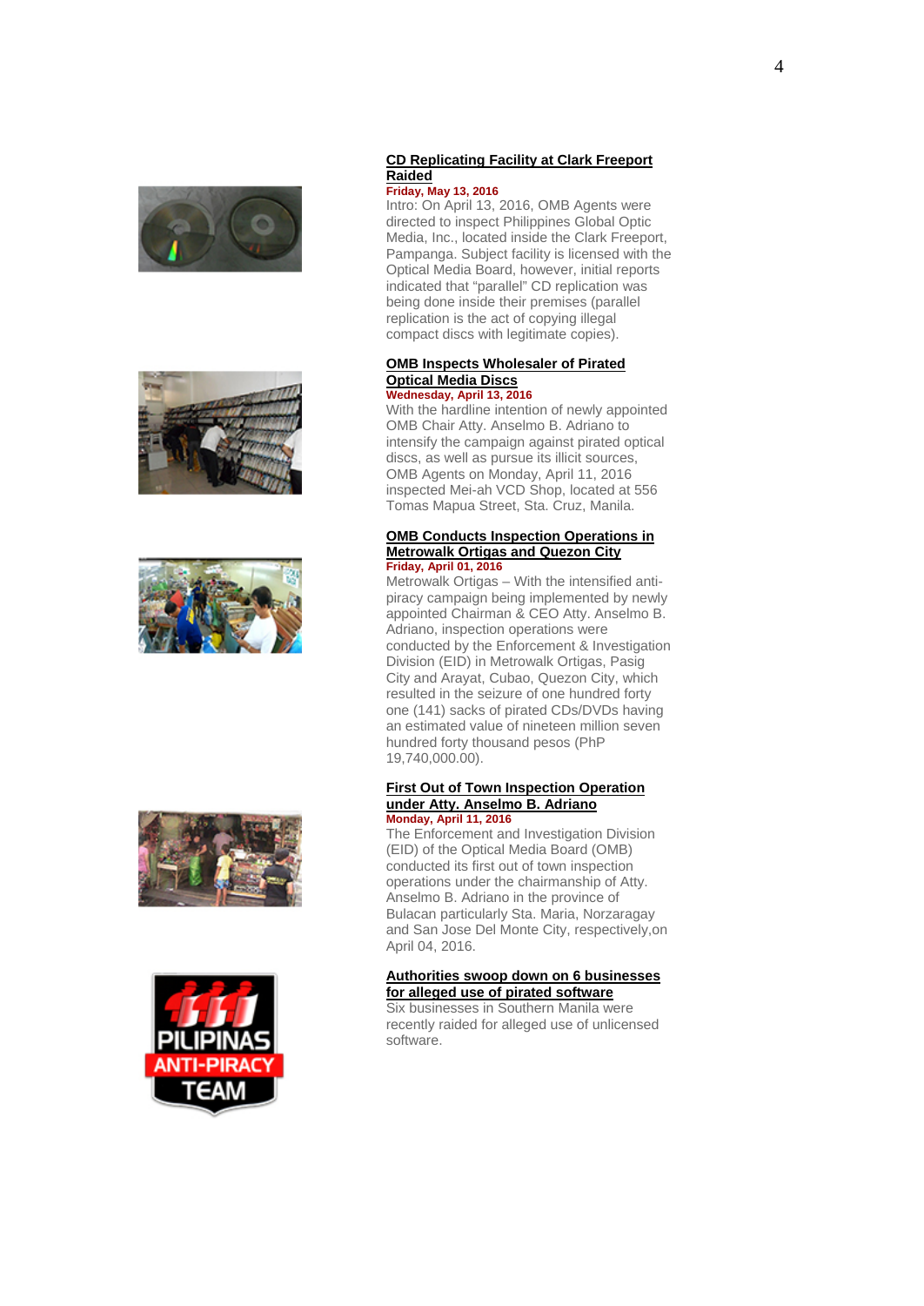**CD Replicating Facility at Clark Freeport Raided**

**Friday, May 13, 2016**

Intro: On April 13, 2016, OMB Agents were directed to inspect Philippines Global Optic Media, Inc., located inside the Clark Freeport, Pampanga. Subject facility is licensed with the Optical Media Board, however, initial reports indicated that "parallel" CD replication was being done inside their premises (parallel replication is the act of copying illegal compact discs with legitimate copies).

**OMB Inspects Wholesaler of Pirated Optical Media Discs**

**Wednesday, April 13, 2016**

With the hardline intention of newly appointed OMB Chair Atty. Anselmo B. Adriano to intensify the campaign against pirated optical discs, as well as pursue its illicit sources, OMB Agents on Monday, April 11, 2016 inspected Mei-ah VCD Shop, located at 556 Tomas Mapua Street, Sta. Cruz, Manila.

**OMB Conducts Inspection Operations in Metrowalk Ortigas and Quezon City**

**Friday, April 01, 2016**

Metrowalk Ortigas – With the intensified anti-piracy campaign being implemented by newly appointed Chairman & CEO Atty. Anselmo B. Adriano, inspection operations were conducted by the Enforcement & Investigation Division (EID) in Metrowalk Ortigas, Pasig City and Arayat, Cubao, Quezon City, which resulted in the seizure of one hundred forty one (141) sacks of pirated CDs/DVDs having an estimated value of nineteen million seven hundred forty thousand pesos (PhP 19,740,000.00).

**First Out of Town Inspection Operation under Atty. Anselmo B. Adriano**

**Monday, April 11, 2016**

The Enforcement and Investigation Division (EID) of the Optical Media Board (OMB) conducted its first out of town inspection operations under the chairmanship of Atty. Anselmo B. Adriano in the province of Bulacan particularly Sta. Maria, Norzaragay and San Jose Del Monte City, respectively,on April 04, 2016.

**Authorities swoop down on 6 businesses for alleged use of pirated software**

Six businesses in Southern Manila were recently raided for alleged use of unlicensed software.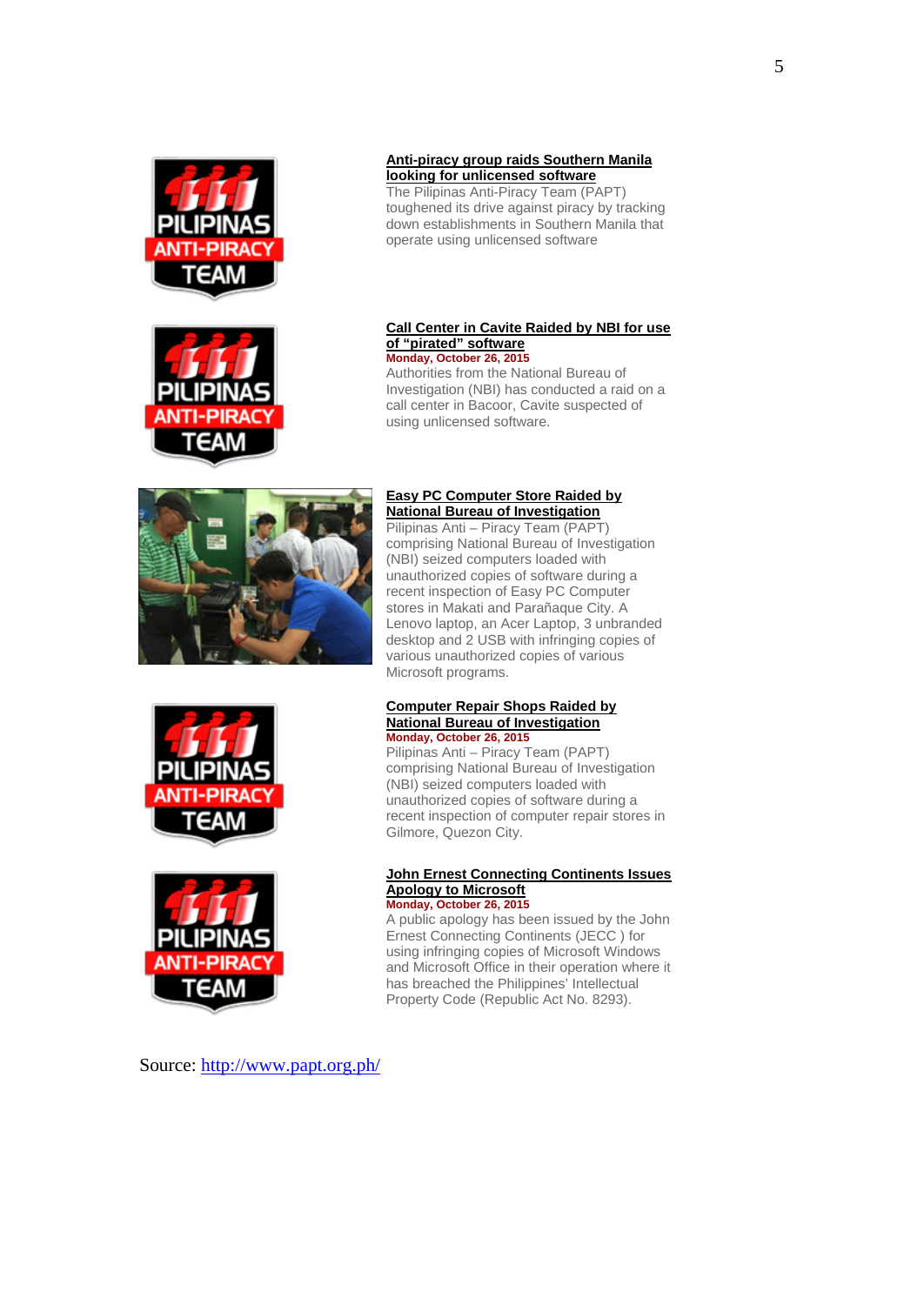**Anti-piracy group raids Southern Manila looking for unlicensed software**

The Pilipinas Anti-Piracy Team (PAPT) toughened its drive against piracy by tracking down establishments in Southern Manila that operate using unlicensed software

**Call Center in Cavite Raided by NBI for use of "pirated" software**

**Monday, October 26, 2015**

Authorities from the National Bureau of Investigation (NBI) has conducted a raid on a call center in Bacoor, Cavite suspected of using unlicensed software.

**Easy PC Computer Store Raided by National Bureau of Investigation**

Pilipinas Anti – Piracy Team (PAPT) comprising National Bureau of Investigation (NBI) seized computers loaded with unauthorized copies of software during a recent inspection of Easy PC Computer stores in Makati and Parañaque City. A Lenovo laptop, an Acer Laptop, 3 unbranded desktop and 2 USB with infringing copies of various unauthorized copies of various Microsoft programs.

**Computer Repair Shops Raided by National Bureau of Investigation**

**Monday, October 26, 2015**

Pilipinas Anti – Piracy Team (PAPT) comprising National Bureau of Investigation (NBI) seized computers loaded with unauthorized copies of software during a recent inspection of computer repair stores in Gilmore, Quezon City.

**John Ernest Connecting Continents Issues Apology to Microsoft**

**Monday, October 26, 2015**

A public apology has been issued by the John Ernest Connecting Continents (JECC ) for using infringing copies of Microsoft Windows and Microsoft Office in their operation where it has breached the Philippines' Intellectual Property Code (Republic Act No. 8293).

Source: http://www.papt.org.ph/